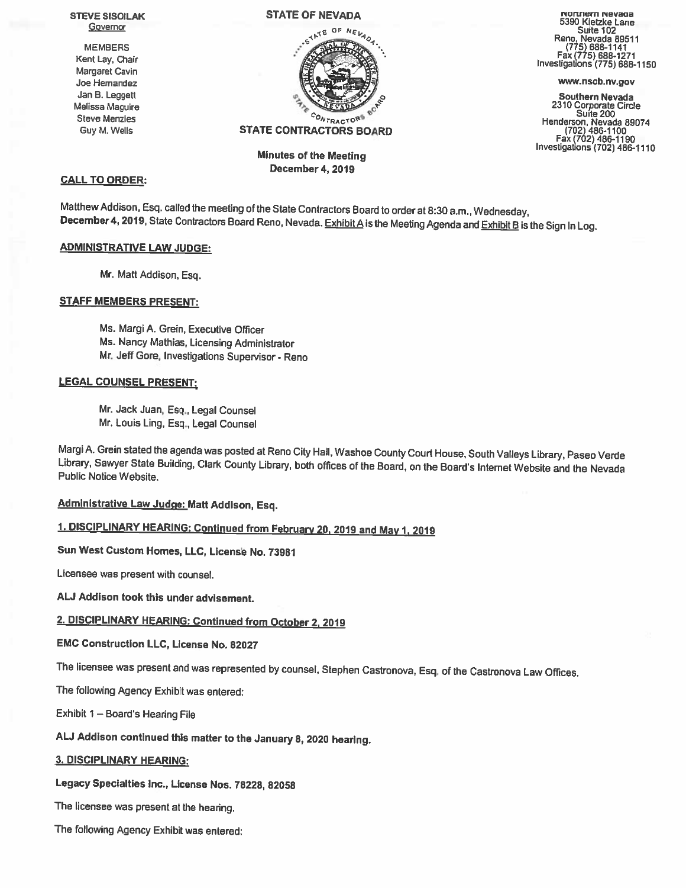**STEVE SISOILAK**
Governor

MEMBERS
Kent Lay, Chair
Margaret Cavin
Joe Hernandez
Jan B. Leggett
Melissa Maguire
Steve Menzies
Guy M. Wells

**STATE OF NEVADA**

**STATE CONTRACTORS BOARD**

Northern Nevada
5390 Kietzke Lane
Suite 102
Reno, Nevada 89511
(775) 688-1141
Fax (775) 688-1271
Investigations (775) 688-1150

www.nscb.nv.gov

Southern Nevada
2310 Corporate Circle
Suite 200
Henderson, Nevada 89074
(702) 486-1100
Fax (702) 486-1190
Investigations (702) 486-1110

**Minutes of the Meeting**
**December 4, 2019**

**CALL TO ORDER:**

Matthew Addison, Esq. called the meeting of the State Contractors Board to order at 8:30 a.m., Wednesday, **December 4, 2019**, State Contractors Board Reno, Nevada. Exhibit A is the Meeting Agenda and Exhibit B is the Sign In Log.

**ADMINISTRATIVE LAW JUDGE:**

Mr. Matt Addison, Esq.

**STAFF MEMBERS PRESENT:**

Ms. Margi A. Grein, Executive Officer
Ms. Nancy Mathias, Licensing Administrator
Mr. Jeff Gore, Investigations Supervisor - Reno

**LEGAL COUNSEL PRESENT:**

Mr. Jack Juan, Esq., Legal Counsel
Mr. Louis Ling, Esq., Legal Counsel

Margi A. Grein stated the agenda was posted at Reno City Hall, Washoe County Court House, South Valleys Library, Paseo Verde Library, Sawyer State Building, Clark County Library, both offices of the Board, on the Board's Internet Website and the Nevada Public Notice Website.

**Administrative Law Judge: Matt Addison, Esq.**

**1. DISCIPLINARY HEARING: Continued from February 20, 2019 and May 1, 2019**

**Sun West Custom Homes, LLC, License No. 73981**

Licensee was present with counsel.

**ALJ Addison took this under advisement.**

**2. DISCIPLINARY HEARING: Continued from October 2, 2019**

**EMC Construction LLC, License No. 82027**

The licensee was present and was represented by counsel, Stephen Castronova, Esq. of the Castronova Law Offices.

The following Agency Exhibit was entered:

Exhibit 1 – Board's Hearing File

**ALJ Addison continued this matter to the January 8, 2020 hearing.**

**3. DISCIPLINARY HEARING:**

**Legacy Specialties Inc., License Nos. 78228, 82058**

The licensee was present at the hearing.

The following Agency Exhibit was entered: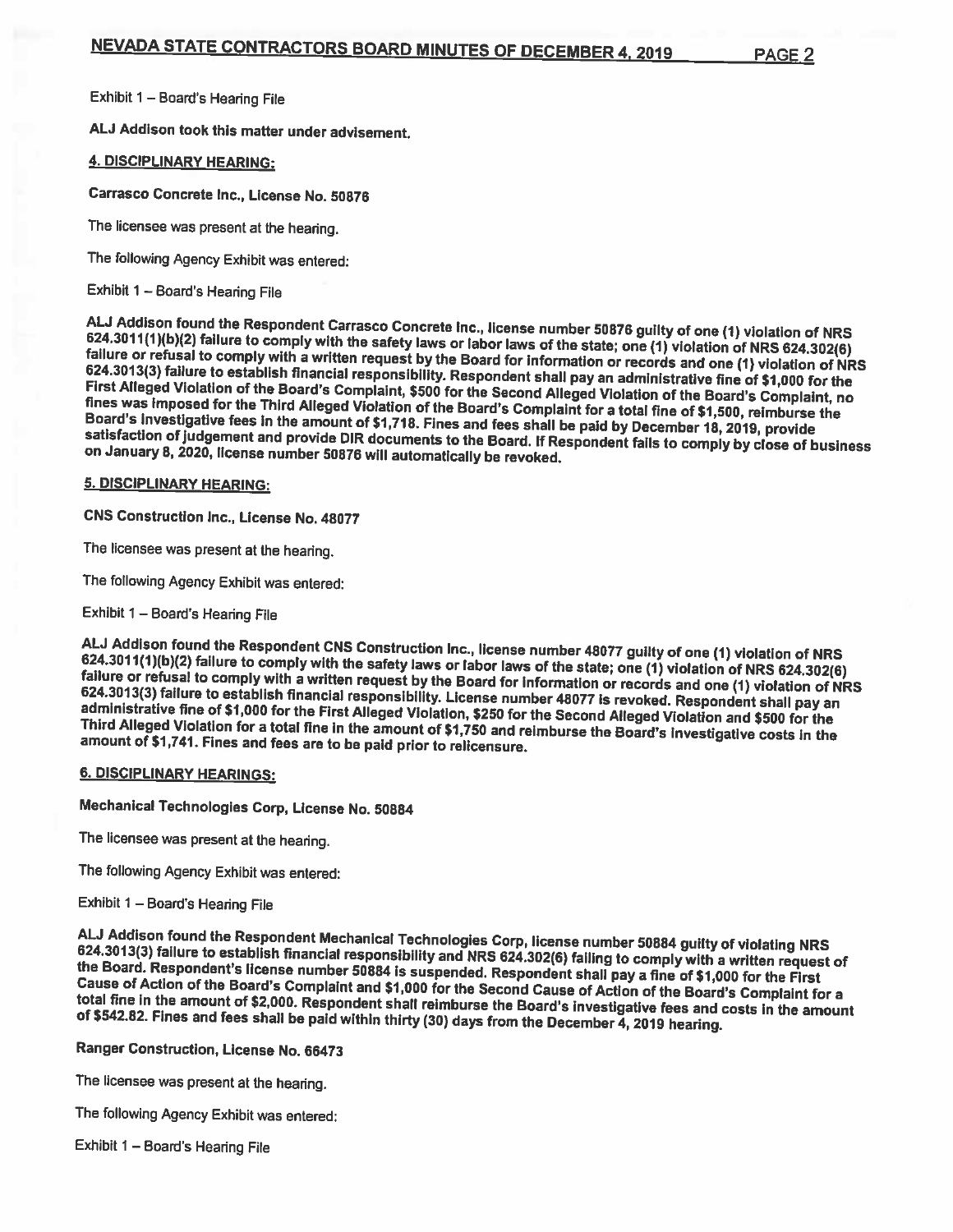Exhibit 1 – Board's Hearing File

**ALJ Addison took this matter under advisement.**

**4. DISCIPLINARY HEARING:**

**Carrasco Concrete Inc., License No. 50876**

The licensee was present at the hearing.

The following Agency Exhibit was entered:

Exhibit 1 – Board's Hearing File

**ALJ Addison found the Respondent Carrasco Concrete Inc., license number 50876 guilty of one (1) violation of NRS 624.3011(1)(b)(2) failure to comply with the safety laws or labor laws of the state; one (1) violation of NRS 624.302(6) failure or refusal to comply with a written request by the Board for information or records and one (1) violation of NRS 624.3013(3) failure to establish financial responsibility. Respondent shall pay an administrative fine of $1,000 for the First Alleged Violation of the Board's Complaint, $500 for the Second Alleged Violation of the Board's Complaint, no fines was imposed for the Third Alleged Violation of the Board's Complaint for a total fine of $1,500, reimburse the Board's investigative fees in the amount of $1,718. Fines and fees shall be paid by December 18, 2019, provide satisfaction of judgement and provide DIR documents to the Board. If Respondent fails to comply by close of business on January 8, 2020, license number 50876 will automatically be revoked.**

**5. DISCIPLINARY HEARING:**

**CNS Construction Inc., License No. 48077**

The licensee was present at the hearing.

The following Agency Exhibit was entered:

Exhibit 1 – Board's Hearing File

**ALJ Addison found the Respondent CNS Construction Inc., license number 48077 guilty of one (1) violation of NRS 624.3011(1)(b)(2) failure to comply with the safety laws or labor laws of the state; one (1) violation of NRS 624.302(6) failure or refusal to comply with a written request by the Board for information or records and one (1) violation of NRS 624.3013(3) failure to establish financial responsibility. License number 48077 is revoked. Respondent shall pay an administrative fine of $1,000 for the First Alleged Violation, $250 for the Second Alleged Violation and $500 for the Third Alleged Violation for a total fine in the amount of $1,750 and reimburse the Board's investigative costs in the amount of $1,741. Fines and fees are to be paid prior to relicensure.**

**6. DISCIPLINARY HEARINGS:**

**Mechanical Technologies Corp, License No. 50884**

The licensee was present at the hearing.

The following Agency Exhibit was entered:

Exhibit 1 – Board's Hearing File

**ALJ Addison found the Respondent Mechanical Technologies Corp, license number 50884 guilty of violating NRS 624.3013(3) failure to establish financial responsibility and NRS 624.302(6) failing to comply with a written request of the Board. Respondent's license number 50884 is suspended. Respondent shall pay a fine of $1,000 for the First Cause of Action of the Board's Complaint and $1,000 for the Second Cause of Action of the Board's Complaint for a total fine in the amount of $2,000. Respondent shall reimburse the Board's investigative fees and costs in the amount of $542.82. Fines and fees shall be paid within thirty (30) days from the December 4, 2019 hearing.**

**Ranger Construction, License No. 66473**

The licensee was present at the hearing.

The following Agency Exhibit was entered:

Exhibit 1 – Board's Hearing File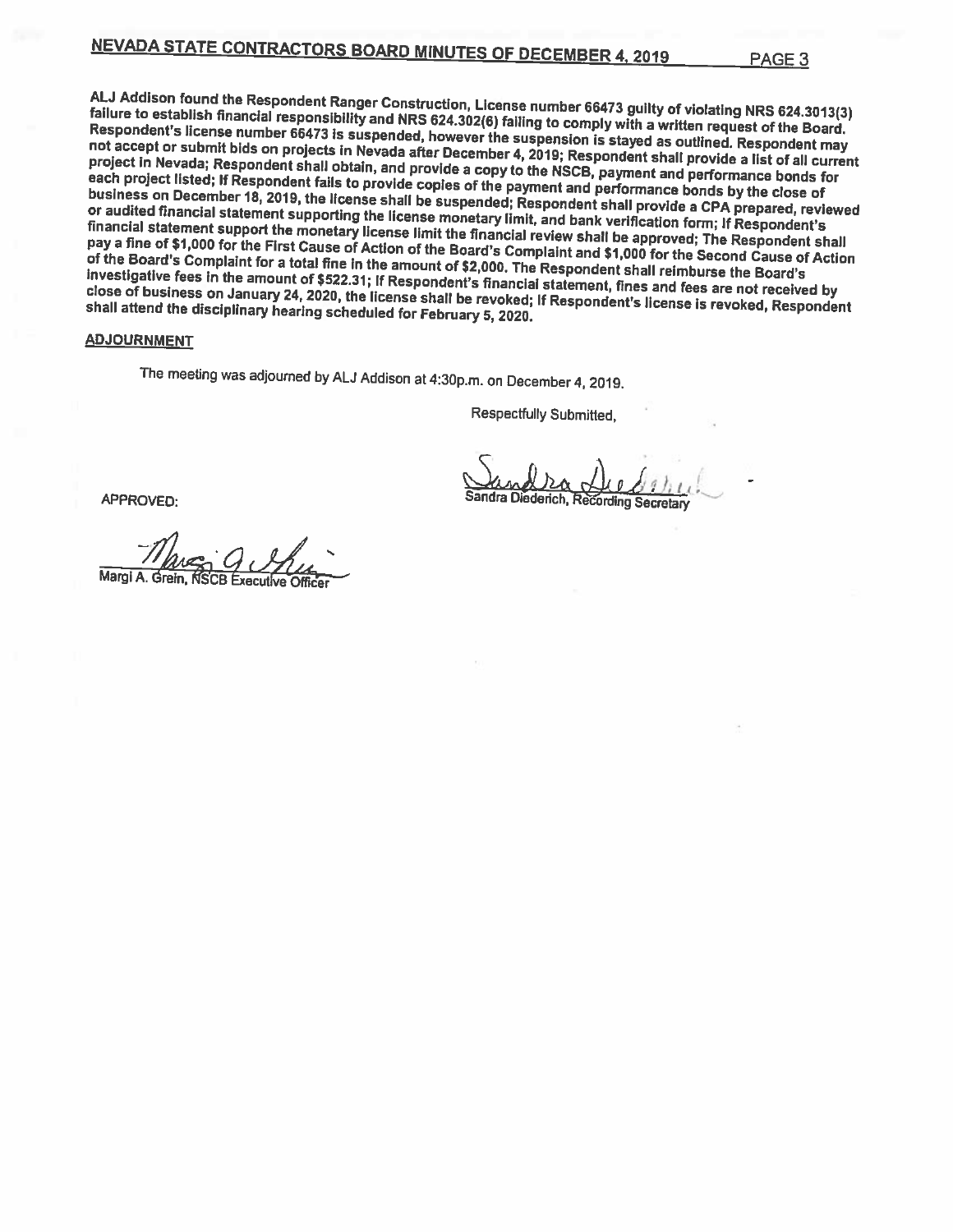ALJ Addison found the Respondent Ranger Construction, License number 66473 guilty of violating NRS 624.3013(3) failure to establish financial responsibility and NRS 624.302(6) failing to comply with a written request of the Board. Respondent's license number 66473 is suspended, however the suspension is stayed as outlined. Respondent may not accept or submit bids on projects in Nevada after December 4, 2019; Respondent shall provide a list of all current project in Nevada; Respondent shall obtain, and provide a copy to the NSCB, payment and performance bonds for each project listed; If Respondent fails to provide copies of the payment and performance bonds by the close of business on December 18, 2019, the license shall be suspended; Respondent shall provide a CPA prepared, reviewed or audited financial statement supporting the license monetary limit, and bank verification form; If Respondent's financial statement support the monetary license limit the financial review shall be approved; The Respondent shall pay a fine of $1,000 for the First Cause of Action of the Board's Complaint and $1,000 for the Second Cause of Action of the Board's Complaint for a total fine in the amount of $2,000. The Respondent shall reimburse the Board's investigative fees in the amount of $522.31; If Respondent's financial statement, fines and fees are not received by close of business on January 24, 2020, the license shall be revoked; If Respondent's license is revoked, Respondent shall attend the disciplinary hearing scheduled for February 5, 2020.

## ADJOURNMENT

The meeting was adjourned by ALJ Addison at 4:30p.m. on December 4, 2019.

Respectfully Submitted,

Sandra Diederich, Recording Secretary

APPROVED:

Margi A. Grein, NSCB Executive Officer